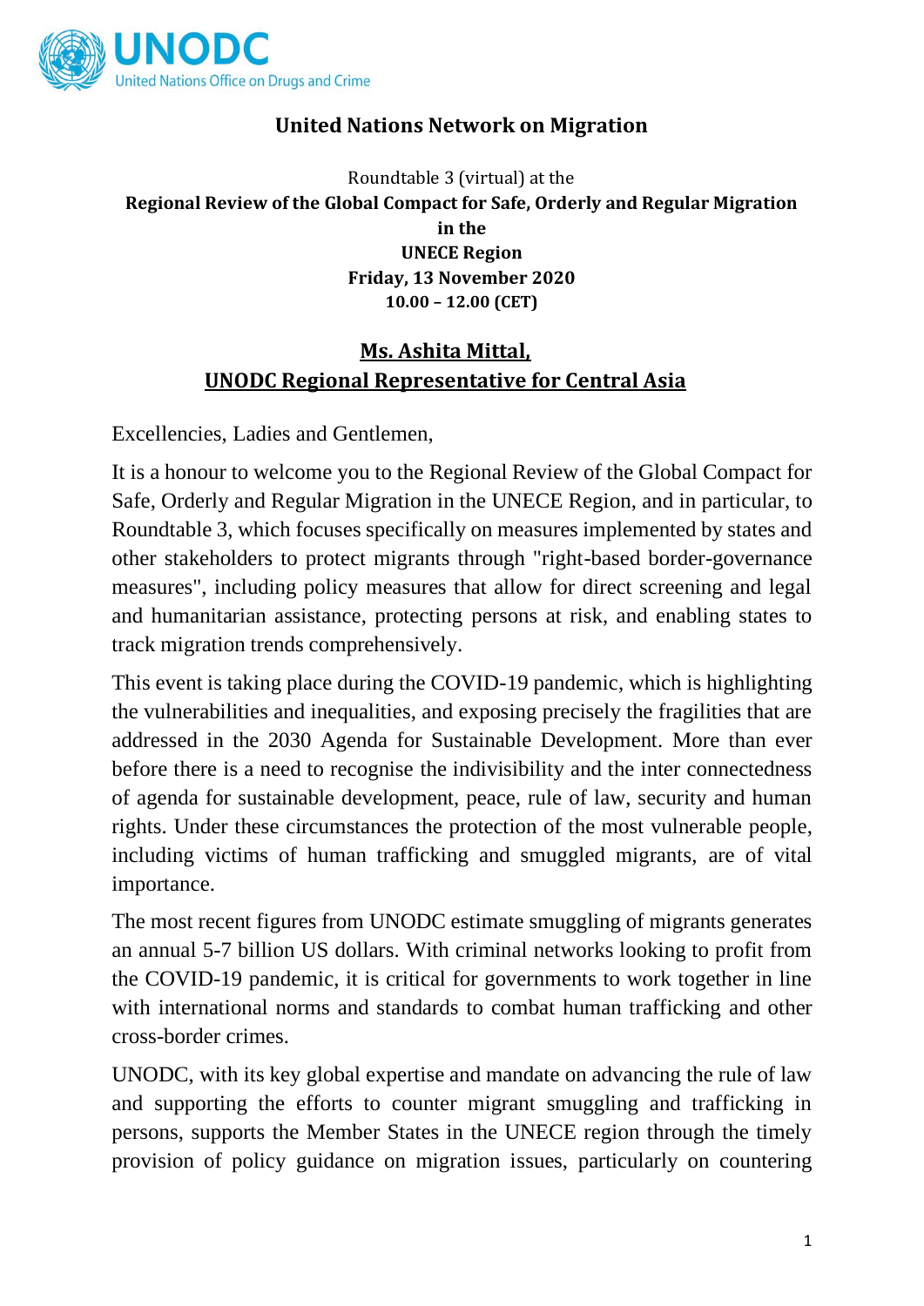UNODC
United Nations Office on Drugs and Crime

# United Nations Network on Migration

Roundtable 3 (virtual) at the

**Regional Review of the Global Compact for Safe, Orderly and Regular Migration in the UNECE Region**

**Friday, 13 November 2020**

**10.00 – 12.00 (CET)**

## Ms. Ashita Mittal, UNODC Regional Representative for Central Asia

Excellencies, Ladies and Gentlemen,

It is a honour to welcome you to the Regional Review of the Global Compact for Safe, Orderly and Regular Migration in the UNECE Region, and in particular, to Roundtable 3, which focuses specifically on measures implemented by states and other stakeholders to protect migrants through "right-based border-governance measures", including policy measures that allow for direct screening and legal and humanitarian assistance, protecting persons at risk, and enabling states to track migration trends comprehensively.

This event is taking place during the COVID-19 pandemic, which is highlighting the vulnerabilities and inequalities, and exposing precisely the fragilities that are addressed in the 2030 Agenda for Sustainable Development. More than ever before there is a need to recognise the indivisibility and the inter connectedness of agenda for sustainable development, peace, rule of law, security and human rights. Under these circumstances the protection of the most vulnerable people, including victims of human trafficking and smuggled migrants, are of vital importance.

The most recent figures from UNODC estimate smuggling of migrants generates an annual 5-7 billion US dollars. With criminal networks looking to profit from the COVID-19 pandemic, it is critical for governments to work together in line with international norms and standards to combat human trafficking and other cross-border crimes.

UNODC, with its key global expertise and mandate on advancing the rule of law and supporting the efforts to counter migrant smuggling and trafficking in persons, supports the Member States in the UNECE region through the timely provision of policy guidance on migration issues, particularly on countering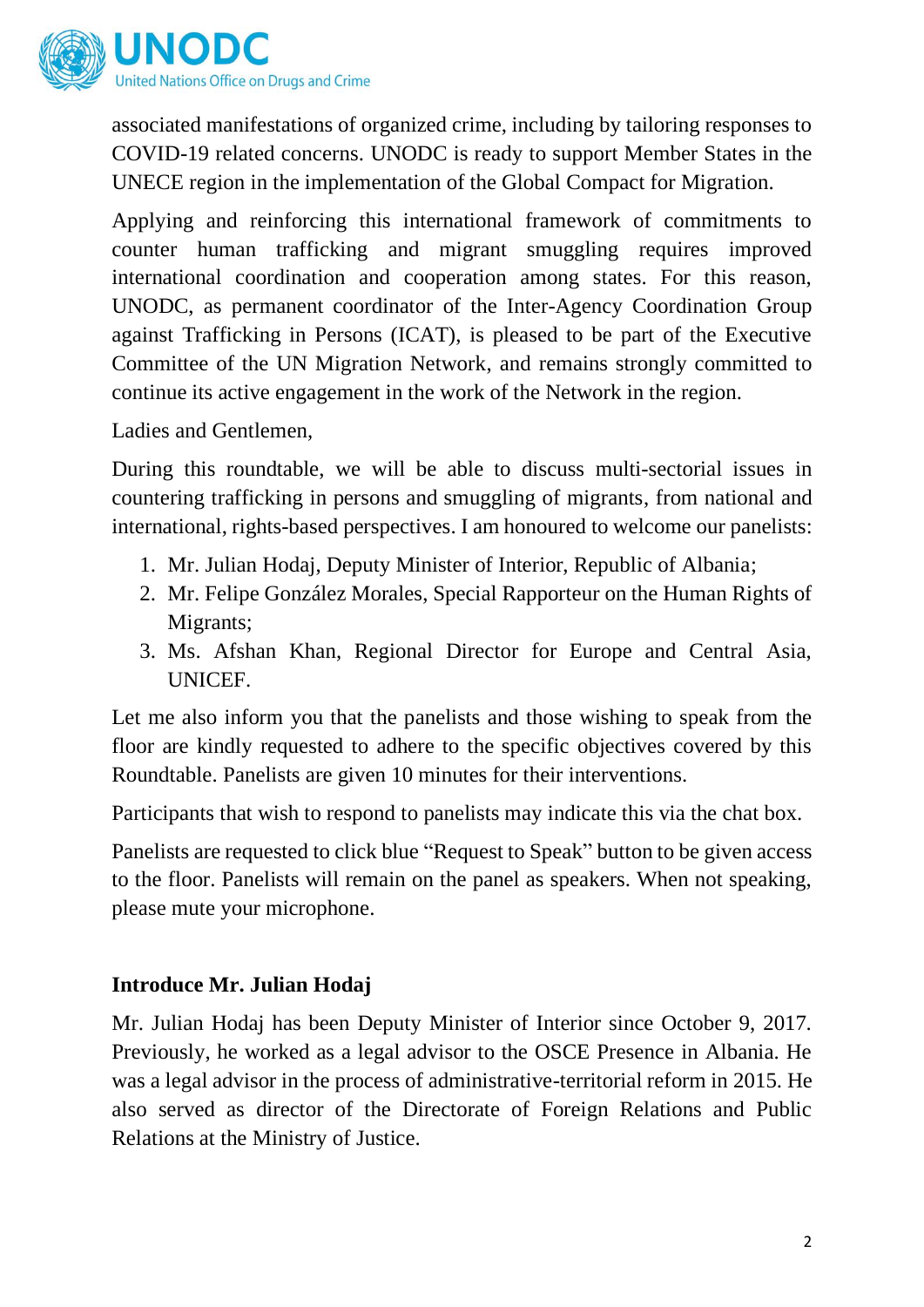associated manifestations of organized crime, including by tailoring responses to COVID-19 related concerns. UNODC is ready to support Member States in the UNECE region in the implementation of the Global Compact for Migration.

Applying and reinforcing this international framework of commitments to counter human trafficking and migrant smuggling requires improved international coordination and cooperation among states. For this reason, UNODC, as permanent coordinator of the Inter-Agency Coordination Group against Trafficking in Persons (ICAT), is pleased to be part of the Executive Committee of the UN Migration Network, and remains strongly committed to continue its active engagement in the work of the Network in the region.

Ladies and Gentlemen,

During this roundtable, we will be able to discuss multi-sectorial issues in countering trafficking in persons and smuggling of migrants, from national and international, rights-based perspectives. I am honoured to welcome our panelists:

1. Mr. Julian Hodaj, Deputy Minister of Interior, Republic of Albania;
2. Mr. Felipe González Morales, Special Rapporteur on the Human Rights of Migrants;
3. Ms. Afshan Khan, Regional Director for Europe and Central Asia, UNICEF.

Let me also inform you that the panelists and those wishing to speak from the floor are kindly requested to adhere to the specific objectives covered by this Roundtable. Panelists are given 10 minutes for their interventions.

Participants that wish to respond to panelists may indicate this via the chat box.

Panelists are requested to click blue "Request to Speak" button to be given access to the floor. Panelists will remain on the panel as speakers. When not speaking, please mute your microphone.

**Introduce Mr. Julian Hodaj**

Mr. Julian Hodaj has been Deputy Minister of Interior since October 9, 2017. Previously, he worked as a legal advisor to the OSCE Presence in Albania. He was a legal advisor in the process of administrative-territorial reform in 2015. He also served as director of the Directorate of Foreign Relations and Public Relations at the Ministry of Justice.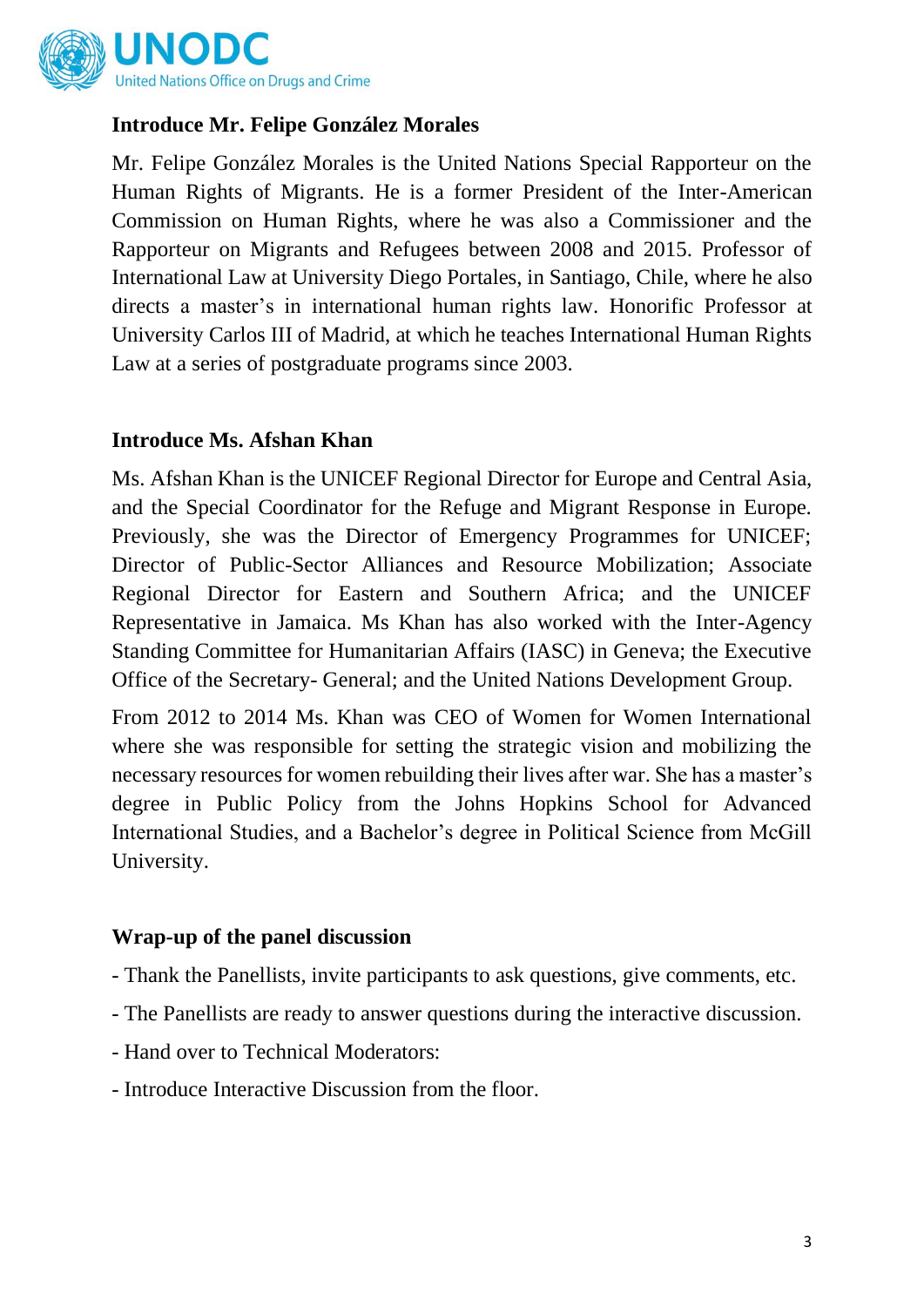### Introduce Mr. Felipe González Morales

Mr. Felipe González Morales is the United Nations Special Rapporteur on the Human Rights of Migrants. He is a former President of the Inter-American Commission on Human Rights, where he was also a Commissioner and the Rapporteur on Migrants and Refugees between 2008 and 2015. Professor of International Law at University Diego Portales, in Santiago, Chile, where he also directs a master's in international human rights law. Honorific Professor at University Carlos III of Madrid, at which he teaches International Human Rights Law at a series of postgraduate programs since 2003.

### Introduce Ms. Afshan Khan

Ms. Afshan Khan is the UNICEF Regional Director for Europe and Central Asia, and the Special Coordinator for the Refuge and Migrant Response in Europe. Previously, she was the Director of Emergency Programmes for UNICEF; Director of Public-Sector Alliances and Resource Mobilization; Associate Regional Director for Eastern and Southern Africa; and the UNICEF Representative in Jamaica. Ms Khan has also worked with the Inter-Agency Standing Committee for Humanitarian Affairs (IASC) in Geneva; the Executive Office of the Secretary- General; and the United Nations Development Group.

From 2012 to 2014 Ms. Khan was CEO of Women for Women International where she was responsible for setting the strategic vision and mobilizing the necessary resources for women rebuilding their lives after war. She has a master's degree in Public Policy from the Johns Hopkins School for Advanced International Studies, and a Bachelor's degree in Political Science from McGill University.

### Wrap-up of the panel discussion

- Thank the Panellists, invite participants to ask questions, give comments, etc.
- The Panellists are ready to answer questions during the interactive discussion.
- Hand over to Technical Moderators:
- Introduce Interactive Discussion from the floor.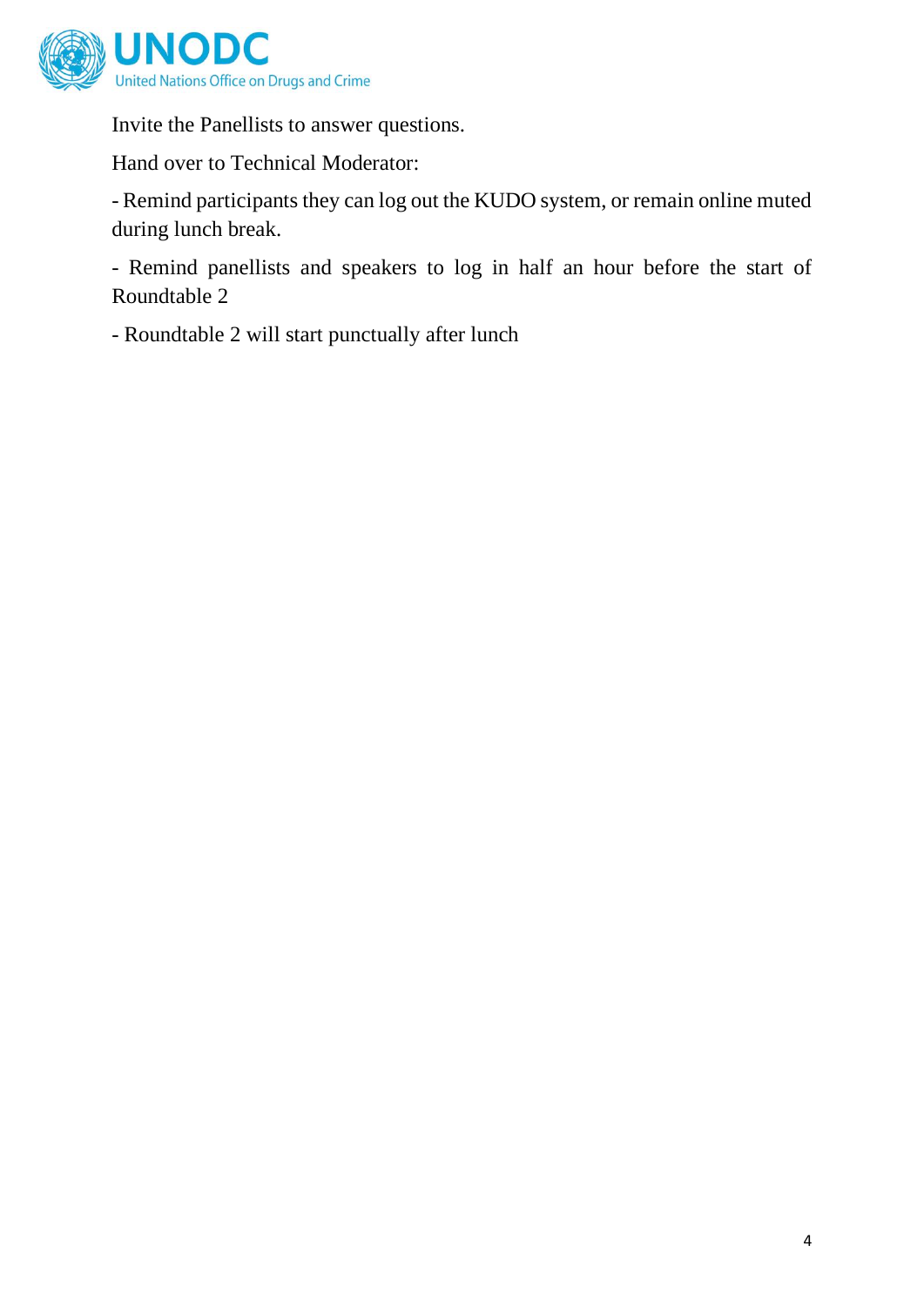Invite the Panellists to answer questions.

Hand over to Technical Moderator:

- Remind participants they can log out the KUDO system, or remain online muted during lunch break.

- Remind panellists and speakers to log in half an hour before the start of Roundtable 2

- Roundtable 2 will start punctually after lunch